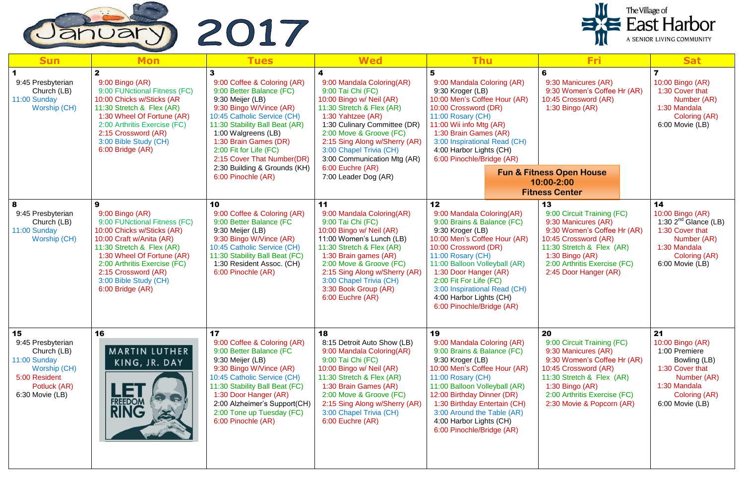# January 2017

**The Village of East Harbor** — A SENIOR LIVING COMMUNITY

| Sun | Mon | Tues | Wed | Thu | Fri | Sat |
|---|---|---|---|---|---|---|
| **1**<br>9:45 Presbyterian Church (LB)<br>11:00 Sunday Worship (CH) | **2**<br>9:00 Bingo (AR)<br>9:00 FUNctional Fitness (FC)<br>10:00 Chicks w/Sticks (AR<br>11:30 Stretch & Flex (AR)<br>1:30 Wheel Of Fortune (AR)<br>2:00 Arthritis Exercise (FC)<br>2:15 Crossword (AR)<br>3:00 Bible Study (CH)<br>6:00 Bridge (AR) | **3**<br>9:00 Coffee & Coloring (AR)<br>9:00 Better Balance (FC)<br>9:30 Meijer (LB)<br>9:30 Bingo W/Vince (AR)<br>10:45 Catholic Service (CH)<br>11:30 Stability Ball Beat (AR)<br>1:00 Walgreens (LB)<br>1:30 Brain Games (DR)<br>2:00 Fit for Life (FC)<br>2:15 Cover That Number(DR)<br>2:30 Building & Grounds (KH)<br>6:00 Pinochle (AR) | **4**<br>9:00 Mandala Coloring(AR)<br>9:00 Tai Chi (FC)<br>10:00 Bingo w/ Neil (AR)<br>11:30 Stretch & Flex (AR)<br>1:30 Yahtzee (AR)<br>1:30 Culinary Committee (DR)<br>2:00 Move & Groove (FC)<br>2:15 Sing Along w/Sherry (AR)<br>3:00 Chapel Trivia (CH)<br>3:00 Communication Mtg (AR)<br>6:00 Euchre (AR)<br>7:00 Leader Dog (AR) | **5**<br>9:00 Mandala Coloring (AR)<br>9:30 Kroger (LB)<br>10:00 Men's Coffee Hour (AR)<br>10:00 Crossword (DR)<br>11:00 Rosary (CH)<br>11:00 Wii info Mtg (AR)<br>1:30 Brain Games (AR)<br>3:00 Inspirational Read (CH)<br>4:00 Harbor Lights (CH)<br>6:00 Pinochle/Bridge (AR)<br>**Fun & Fitness Open House 10:00-2:00 Fitness Center** | **6**<br>9:30 Manicures (AR)<br>9:30 Women's Coffee Hr (AR)<br>10:45 Crossword (AR)<br>1:30 Bingo (AR) | **7**<br>10:00 Bingo (AR)<br>1:30 Cover that Number (AR)<br>1:30 Mandala Coloring (AR)<br>6:00 Movie (LB) |
| **8**<br>9:45 Presbyterian Church (LB)<br>11:00 Sunday Worship (CH) | **9**<br>9:00 Bingo (AR)<br>9:00 FUNctional Fitness (FC)<br>10:00 Chicks w/Sticks (AR)<br>10:00 Craft w/Anita (AR)<br>11:30 Stretch & Flex (AR)<br>1:30 Wheel Of Fortune (AR)<br>2:00 Arthritis Exercise (FC)<br>2:15 Crossword (AR)<br>3:00 Bible Study (CH)<br>6:00 Bridge (AR) | **10**<br>9:00 Coffee & Coloring (AR)<br>9:00 Better Balance (FC<br>9:30 Meijer (LB)<br>9:30 Bingo W/Vince (AR)<br>10:45 Catholic Service (CH)<br>11:30 Stability Ball Beat (FC)<br>1:30 Resident Assoc. (CH)<br>6:00 Pinochle (AR) | **11**<br>9:00 Mandala Coloring(AR)<br>9:00 Tai Chi (FC)<br>10:00 Bingo w/ Neil (AR)<br>11:00 Women's Lunch (LB)<br>11:30 Stretch & Flex (AR)<br>1:30 Brain games (AR)<br>2:00 Move & Groove (FC)<br>2:15 Sing Along w/Sherry (AR)<br>3:00 Chapel Trivia (CH)<br>3:30 Book Group (AR)<br>6:00 Euchre (AR) | **12**<br>9:00 Mandala Coloring(AR)<br>9:00 Brains & Balance (FC)<br>9:30 Kroger (LB)<br>10:00 Men's Coffee Hour (AR)<br>10:00 Crossword (DR)<br>11:00 Rosary (CH)<br>11:00 Balloon Volleyball (AR)<br>1:30 Door Hanger (AR)<br>2:00 Fit For Life (FC)<br>3:00 Inspirational Read (CH)<br>4:00 Harbor Lights (CH)<br>6:00 Pinochle/Bridge (AR) | **13**<br>9:00 Circuit Training (FC)<br>9:30 Manicures (AR)<br>9:30 Women's Coffee Hr (AR)<br>10:45 Crossword (AR)<br>11:30 Stretch & Flex (AR)<br>1:30 Bingo (AR)<br>2:00 Arthritis Exercise (FC)<br>2:45 Door Hanger (AR) | **14**<br>10:00 Bingo (AR)<br>1:30 2nd Glance (LB)<br>1:30 Cover that Number (AR)<br>1:30 Mandala Coloring (AR)<br>6:00 Movie (LB) |
| **15**<br>9:45 Presbyterian Church (LB)<br>11:00 Sunday Worship (CH)<br>5:00 Resident Potluck (AR)<br>6:30 Movie (LB) | **16**<br>MARTIN LUTHER KING, JR. DAY<br>LET FREEDOM RING | **17**<br>9:00 Coffee & Coloring (AR)<br>9:00 Better Balance (FC<br>9:30 Meijer (LB)<br>9:30 Bingo W/Vince (AR)<br>10:45 Catholic Service (CH)<br>11:30 Stability Ball Beat (FC)<br>1:30 Door Hanger (AR)<br>2:00 Alzheimer's Support(CH)<br>2:00 Tone up Tuesday (FC)<br>6:00 Pinochle (AR) | **18**<br>8:15 Detroit Auto Show (LB)<br>9:00 Mandala Coloring(AR)<br>9:00 Tai Chi (FC)<br>10:00 Bingo w/ Neil (AR)<br>11:30 Stretch & Flex (AR)<br>1:30 Brain Games (AR)<br>2:00 Move & Groove (FC)<br>2:15 Sing Along w/Sherry (AR)<br>3:00 Chapel Trivia (CH)<br>6:00 Euchre (AR) | **19**<br>9:00 Mandala Coloring (AR)<br>9:00 Brains & Balance (FC)<br>9:30 Kroger (LB)<br>10:00 Men's Coffee Hour (AR)<br>11:00 Rosary (CH)<br>11:00 Balloon Volleyball (AR)<br>12:00 Birthday Dinner (DR)<br>1:30 Birthday Entertain (CH)<br>3:00 Around the Table (AR)<br>4:00 Harbor Lights (CH)<br>6:00 Pinochle/Bridge (AR) | **20**<br>9:00 Circuit Training (FC)<br>9:30 Manicures (AR)<br>9:30 Women's Coffee Hr (AR)<br>10:45 Crossword (AR)<br>11:30 Stretch & Flex (AR)<br>1:30 Bingo (AR)<br>2:00 Arthritis Exercise (FC)<br>2:30 Movie & Popcorn (AR) | **21**<br>10:00 Bingo (AR)<br>1:00 Premiere Bowling (LB)<br>1:30 Cover that Number (AR)<br>1:30 Mandala Coloring (AR)<br>6:00 Movie (LB) |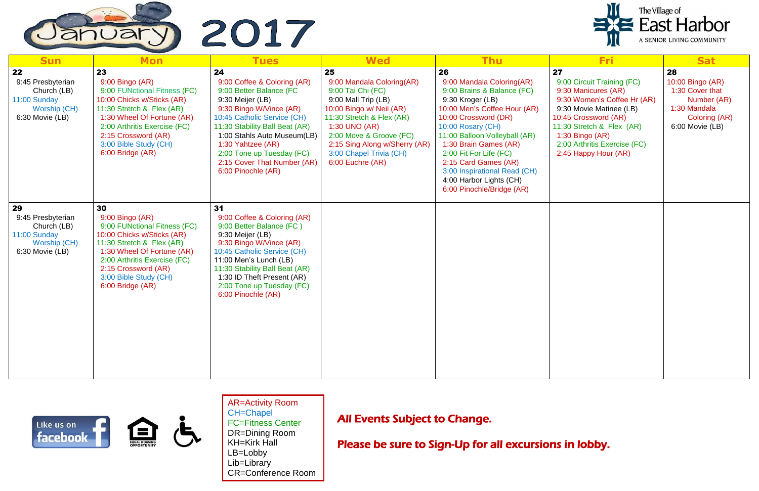# January 2017

The Village of East Harbor
A SENIOR LIVING COMMUNITY

| Sun | Mon | Tues | Wed | Thu | Fri | Sat |
|---|---|---|---|---|---|---|
| **22**<br>9:45 Presbyterian Church (LB)<br>11:00 Sunday Worship (CH)<br>6:30 Movie (LB) | **23**<br>9:00 Bingo (AR)<br>9:00 FUNctional Fitness (FC)<br>10:00 Chicks w/Sticks (AR)<br>11:30 Stretch & Flex (AR)<br>1:30 Wheel Of Fortune (AR)<br>2:00 Arthritis Exercise (FC)<br>2:15 Crossword (AR)<br>3:00 Bible Study (CH)<br>6:00 Bridge (AR) | **24**<br>9:00 Coffee & Coloring (AR)<br>9:00 Better Balance (FC<br>9:30 Meijer (LB)<br>9:30 Bingo W/Vince (AR)<br>10:45 Catholic Service (CH)<br>11:30 Stability Ball Beat (AR)<br>1:00 Stahls Auto Museum(LB)<br>1:30 Yahtzee (AR)<br>2:00 Tone up Tuesday (FC)<br>2:15 Cover That Number (AR)<br>6:00 Pinochle (AR) | **25**<br>9:00 Mandala Coloring(AR)<br>9:00 Tai Chi (FC)<br>9:00 Mall Trip (LB)<br>10:00 Bingo w/ Neil (AR)<br>11:30 Stretch & Flex (AR)<br>1:30 UNO (AR)<br>2:00 Move & Groove (FC)<br>2:15 Sing Along w/Sherry (AR)<br>3:00 Chapel Trivia (CH)<br>6:00 Euchre (AR) | **26**<br>9:00 Mandala Coloring(AR)<br>9:00 Brains & Balance (FC)<br>9:30 Kroger (LB)<br>10:00 Men's Coffee Hour (AR)<br>10:00 Crossword (DR)<br>10:00 Rosary (CH)<br>11:00 Balloon Volleyball (AR)<br>1:30 Brain Games (AR)<br>2:00 Fit For Life (FC)<br>2:15 Card Games (AR)<br>3:00 Inspirational Read (CH)<br>4:00 Harbor Lights (CH)<br>6:00 Pinochle/Bridge (AR) | **27**<br>9:00 Circuit Training (FC)<br>9:30 Manicures (AR)<br>9:30 Women's Coffee Hr (AR)<br>9:30 Movie Matinee (LB)<br>10:45 Crossword (AR)<br>11:30 Stretch & Flex (AR)<br>1:30 Bingo (AR)<br>2:00 Arthritis Exercise (FC)<br>2:45 Happy Hour (AR) | **28**<br>10:00 Bingo (AR)<br>1:30 Cover that Number (AR)<br>1:30 Mandala Coloring (AR)<br>6:00 Movie (LB) |
| **29**<br>9:45 Presbyterian Church (LB)<br>11:00 Sunday Worship (CH)<br>6:30 Movie (LB) | **30**<br>9:00 Bingo (AR)<br>9:00 FUNctional Fitness (FC)<br>10:00 Chicks w/Sticks (AR)<br>11:30 Stretch & Flex (AR)<br>1:30 Wheel Of Fortune (AR)<br>2:00 Arthritis Exercise (FC)<br>2:15 Crossword (AR)<br>3:00 Bible Study (CH)<br>6:00 Bridge (AR) | **31**<br>9:00 Coffee & Coloring (AR)<br>9:00 Better Balance (FC )<br>9:30 Meijer (LB)<br>9:30 Bingo W/Vince (AR)<br>10:45 Catholic Service (CH)<br>11:00 Men's Lunch (LB)<br>11:30 Stability Ball Beat (AR)<br>1:30 ID Theft Present (AR)<br>2:00 Tone up Tuesday (FC)<br>6:00 Pinochle (AR) | | | | |

Like us on facebook

AR=Activity Room
CH=Chapel
FC=Fitness Center
DR=Dining Room
KH=Kirk Hall
LB=Lobby
Lib=Library
CR=Conference Room

***All Events Subject to Change.***

***Please be sure to Sign-Up for all excursions in lobby.***